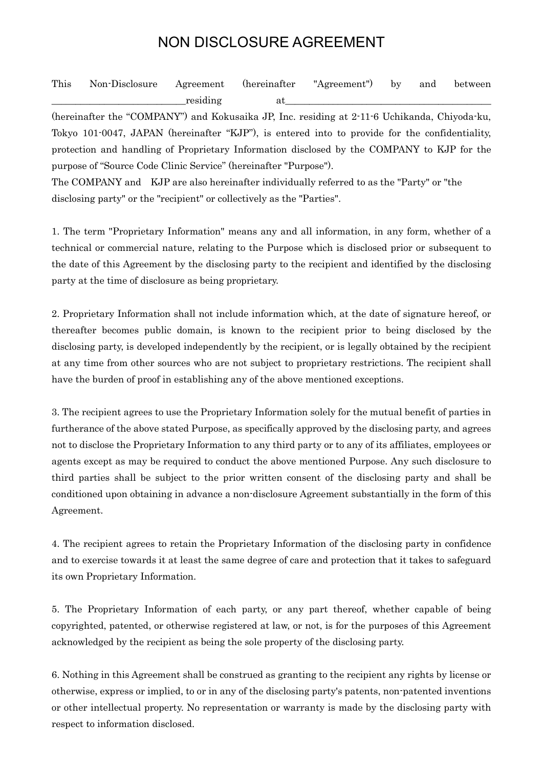# NON DISCLOSURE AGREEMENT

This Non-Disclosure Agreement (hereinafter "Agreement") by and between ____________________________residing at___________________________________________ (hereinafter the "COMPANY") and Kokusaika JP, Inc. residing at 2-11-6 Uchikanda, Chiyoda-ku, Tokyo 101-0047, JAPAN (hereinafter "KJP"), is entered into to provide for the confidentiality, protection and handling of Proprietary Information disclosed by the COMPANY to KJP for the purpose of "Source Code Clinic Service" (hereinafter "Purpose").
The COMPANY and KJP are also hereinafter individually referred to as the "Party" or "the disclosing party" or the "recipient" or collectively as the "Parties".

1. The term "Proprietary Information" means any and all information, in any form, whether of a technical or commercial nature, relating to the Purpose which is disclosed prior or subsequent to the date of this Agreement by the disclosing party to the recipient and identified by the disclosing party at the time of disclosure as being proprietary.

2. Proprietary Information shall not include information which, at the date of signature hereof, or thereafter becomes public domain, is known to the recipient prior to being disclosed by the disclosing party, is developed independently by the recipient, or is legally obtained by the recipient at any time from other sources who are not subject to proprietary restrictions. The recipient shall have the burden of proof in establishing any of the above mentioned exceptions.

3. The recipient agrees to use the Proprietary Information solely for the mutual benefit of parties in furtherance of the above stated Purpose, as specifically approved by the disclosing party, and agrees not to disclose the Proprietary Information to any third party or to any of its affiliates, employees or agents except as may be required to conduct the above mentioned Purpose. Any such disclosure to third parties shall be subject to the prior written consent of the disclosing party and shall be conditioned upon obtaining in advance a non-disclosure Agreement substantially in the form of this Agreement.

4. The recipient agrees to retain the Proprietary Information of the disclosing party in confidence and to exercise towards it at least the same degree of care and protection that it takes to safeguard its own Proprietary Information.

5. The Proprietary Information of each party, or any part thereof, whether capable of being copyrighted, patented, or otherwise registered at law, or not, is for the purposes of this Agreement acknowledged by the recipient as being the sole property of the disclosing party.

6. Nothing in this Agreement shall be construed as granting to the recipient any rights by license or otherwise, express or implied, to or in any of the disclosing party's patents, non-patented inventions or other intellectual property. No representation or warranty is made by the disclosing party with respect to information disclosed.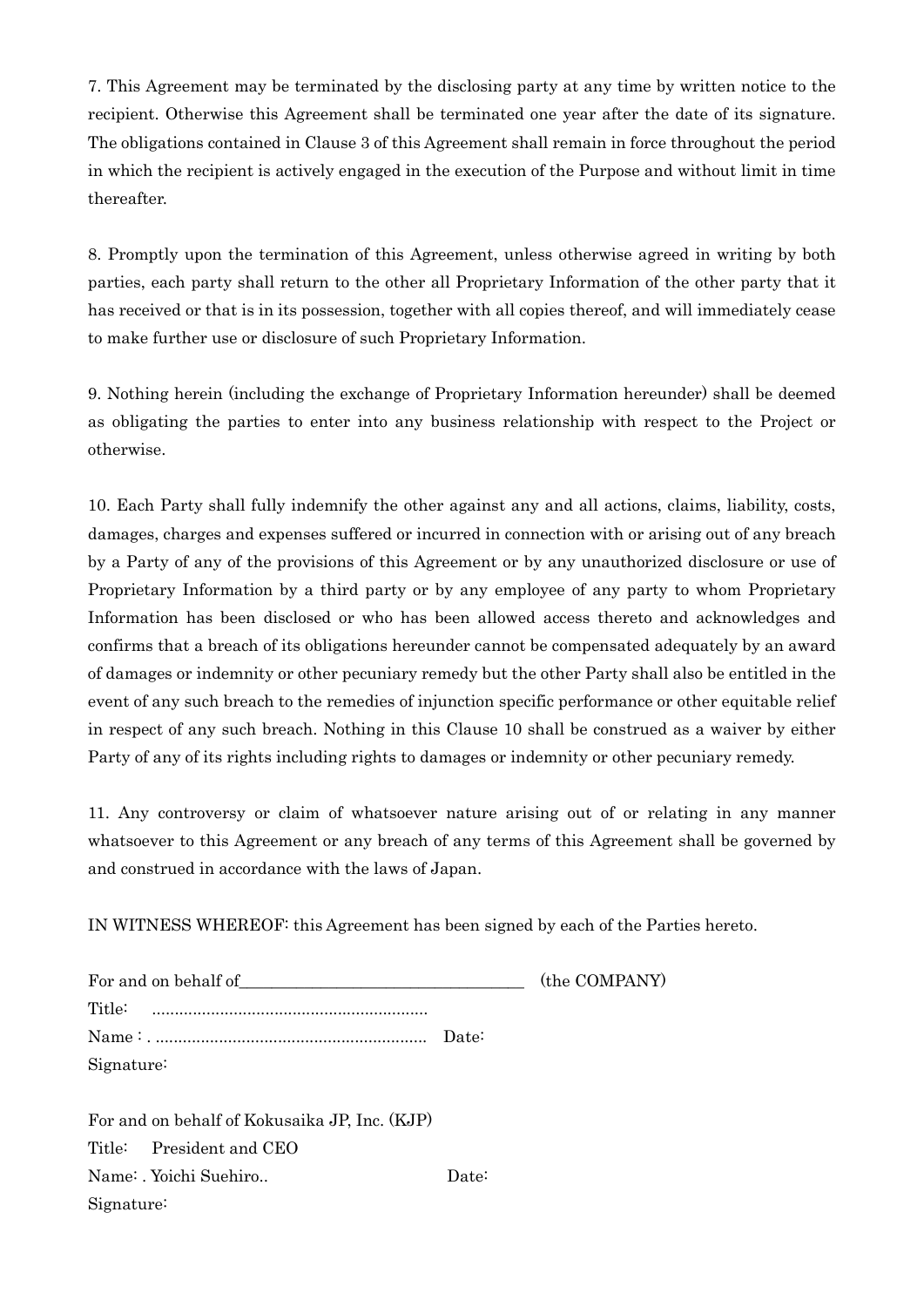7. This Agreement may be terminated by the disclosing party at any time by written notice to the recipient. Otherwise this Agreement shall be terminated one year after the date of its signature. The obligations contained in Clause 3 of this Agreement shall remain in force throughout the period in which the recipient is actively engaged in the execution of the Purpose and without limit in time thereafter.

8. Promptly upon the termination of this Agreement, unless otherwise agreed in writing by both parties, each party shall return to the other all Proprietary Information of the other party that it has received or that is in its possession, together with all copies thereof, and will immediately cease to make further use or disclosure of such Proprietary Information.

9. Nothing herein (including the exchange of Proprietary Information hereunder) shall be deemed as obligating the parties to enter into any business relationship with respect to the Project or otherwise.

10. Each Party shall fully indemnify the other against any and all actions, claims, liability, costs, damages, charges and expenses suffered or incurred in connection with or arising out of any breach by a Party of any of the provisions of this Agreement or by any unauthorized disclosure or use of Proprietary Information by a third party or by any employee of any party to whom Proprietary Information has been disclosed or who has been allowed access thereto and acknowledges and confirms that a breach of its obligations hereunder cannot be compensated adequately by an award of damages or indemnity or other pecuniary remedy but the other Party shall also be entitled in the event of any such breach to the remedies of injunction specific performance or other equitable relief in respect of any such breach. Nothing in this Clause 10 shall be construed as a waiver by either Party of any of its rights including rights to damages or indemnity or other pecuniary remedy.

11. Any controversy or claim of whatsoever nature arising out of or relating in any manner whatsoever to this Agreement or any breach of any terms of this Agreement shall be governed by and construed in accordance with the laws of Japan.

IN WITNESS WHEREOF: this Agreement has been signed by each of the Parties hereto.

For and on behalf of__________________________________ (the COMPANY)

Title: .............................................................

Name : . ............................................................ Date:

Signature:

For and on behalf of Kokusaika JP, Inc. (KJP)

Title: President and CEO

Name: . Yoichi Suehiro.. Date:

Signature: